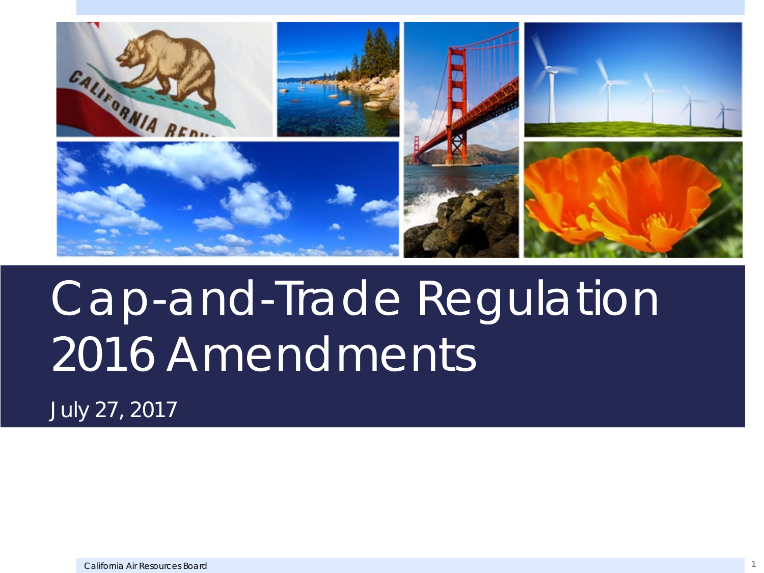# Cap-and-Trade Regulation 2016 Amendments

July 27, 2017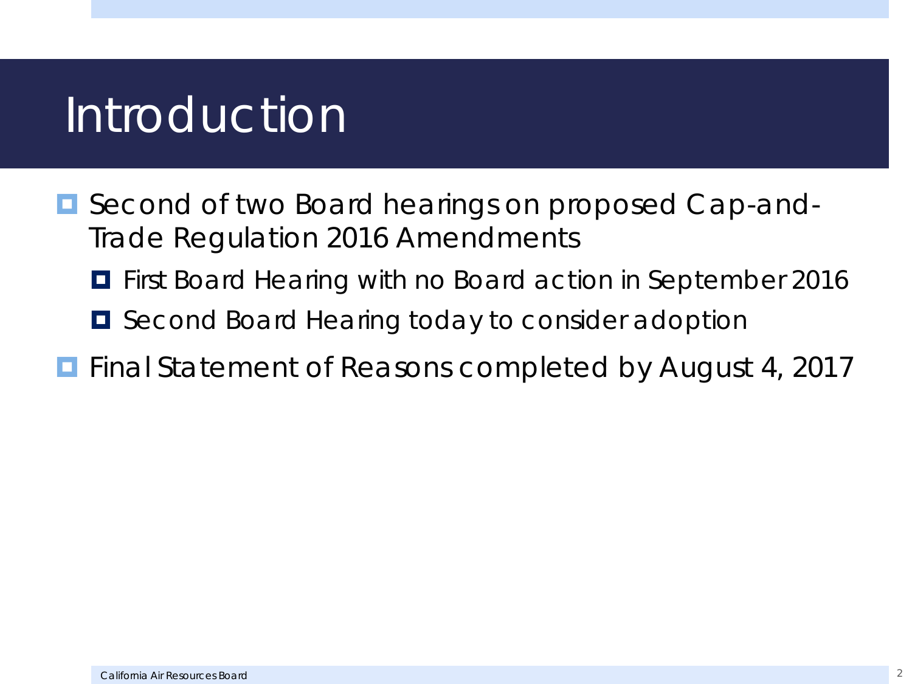# Introduction

- Second of two Board hearings on proposed Cap-and-Trade Regulation 2016 Amendments
  - First Board Hearing with no Board action in September 2016
  - Second Board Hearing today to consider adoption
- Final Statement of Reasons completed by August 4, 2017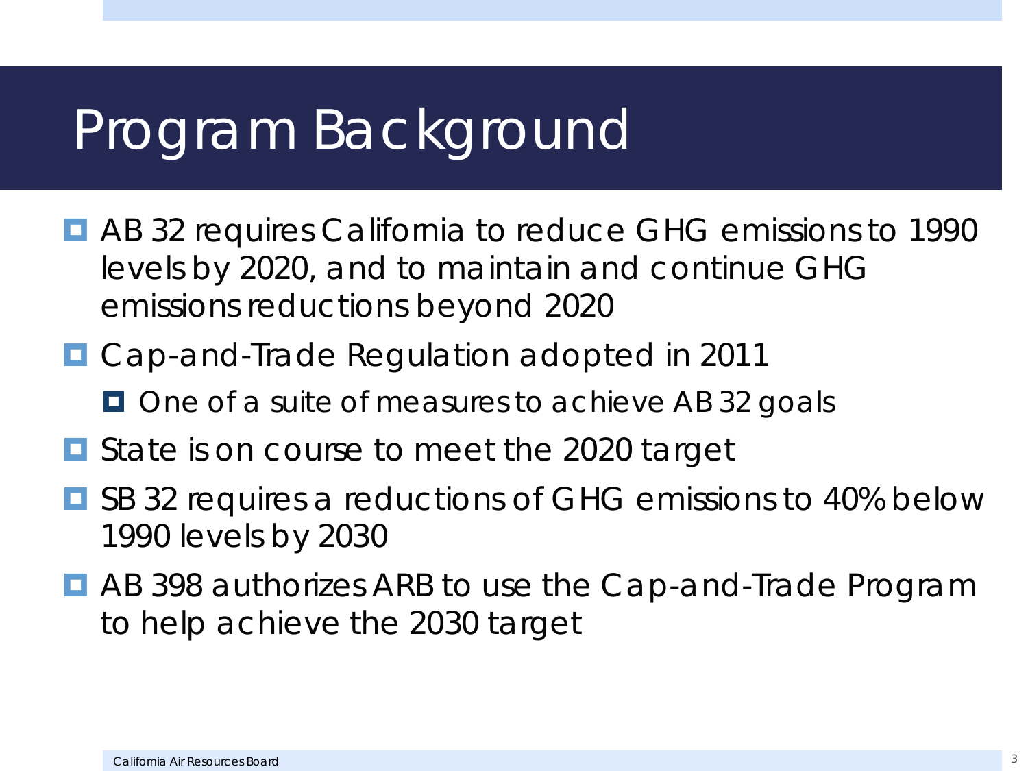# Program Background

- AB 32 requires California to reduce GHG emissions to 1990 levels by 2020, and to maintain and continue GHG emissions reductions beyond 2020
- Cap-and-Trade Regulation adopted in 2011
  - One of a suite of measures to achieve AB 32 goals
- State is on course to meet the 2020 target
- SB 32 requires a reductions of GHG emissions to 40% below 1990 levels by 2030
- AB 398 authorizes ARB to use the Cap-and-Trade Program to help achieve the 2030 target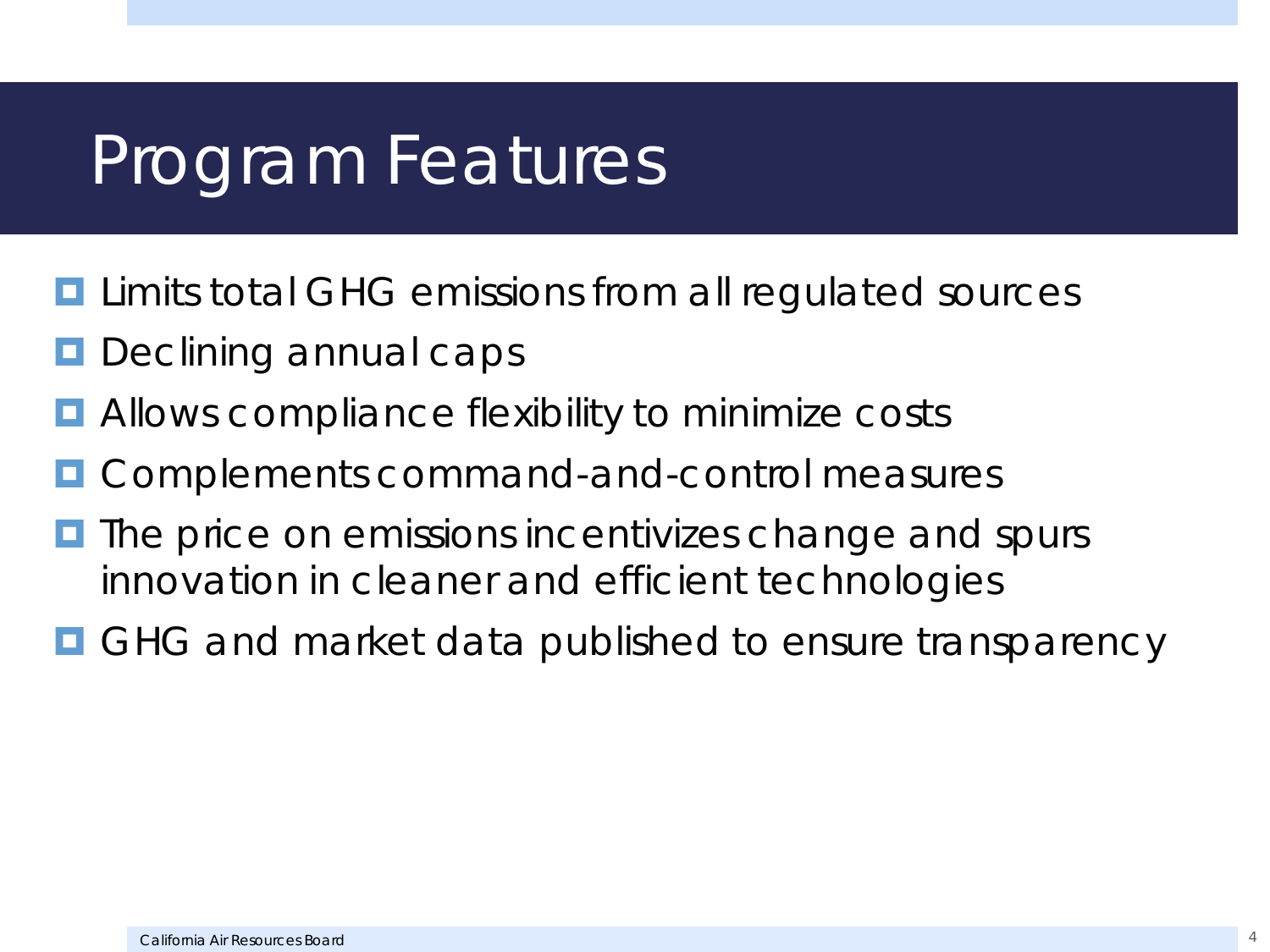# Program Features

- Limits total GHG emissions from all regulated sources
- Declining annual caps
- Allows compliance flexibility to minimize costs
- Complements command-and-control measures
- The price on emissions incentivizes change and spurs innovation in cleaner and efficient technologies
- GHG and market data published to ensure transparency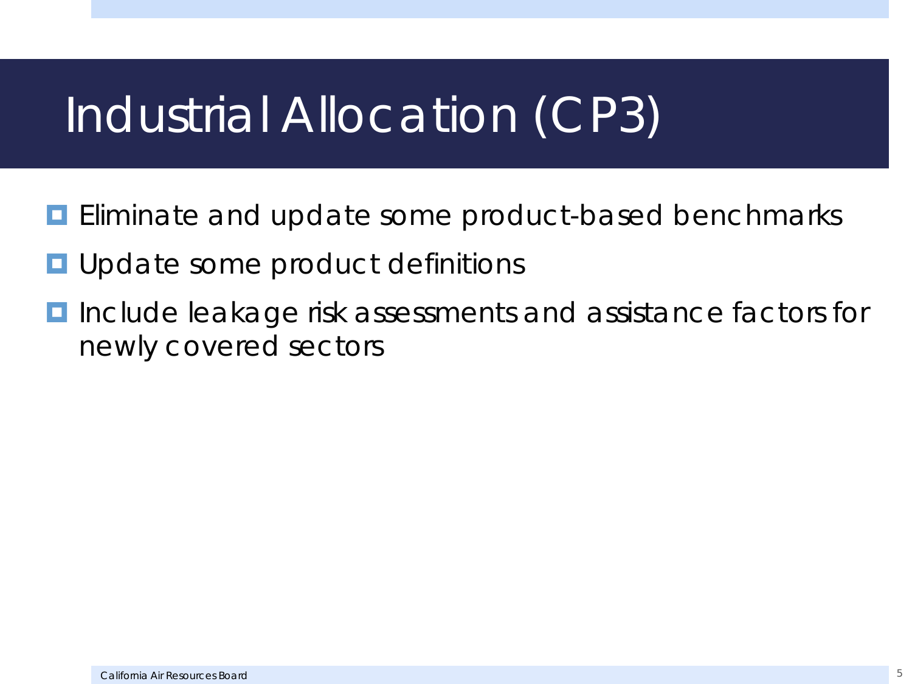# Industrial Allocation (CP3)

- Eliminate and update some product-based benchmarks
- Update some product definitions
- Include leakage risk assessments and assistance factors for newly covered sectors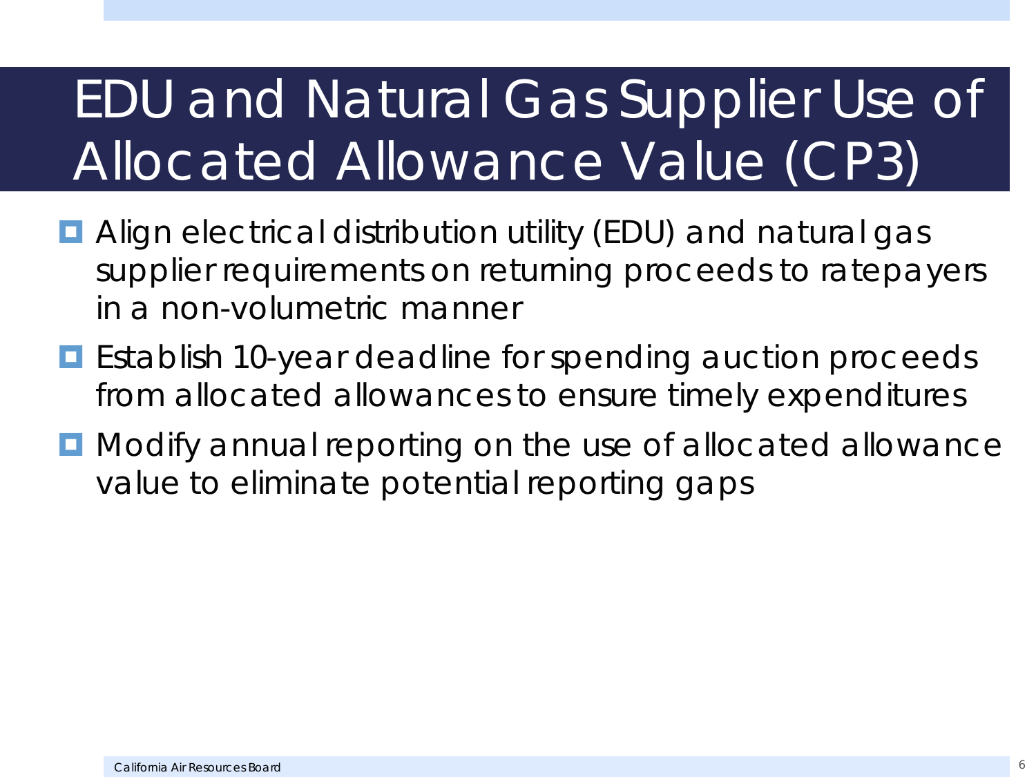# EDU and Natural Gas Supplier Use of Allocated Allowance Value (CP3)

- Align electrical distribution utility (EDU) and natural gas supplier requirements on returning proceeds to ratepayers in a non-volumetric manner
- Establish 10-year deadline for spending auction proceeds from allocated allowances to ensure timely expenditures
- Modify annual reporting on the use of allocated allowance value to eliminate potential reporting gaps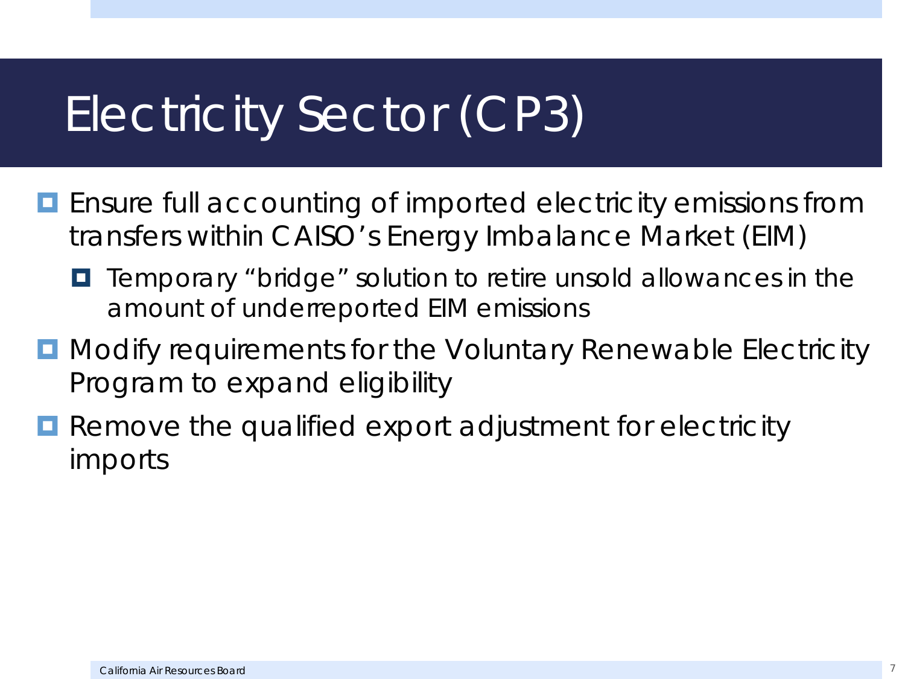# Electricity Sector (CP3)

- Ensure full accounting of imported electricity emissions from transfers within CAISO's Energy Imbalance Market (EIM)
  - Temporary "bridge" solution to retire unsold allowances in the amount of underreported EIM emissions
- Modify requirements for the Voluntary Renewable Electricity Program to expand eligibility
- Remove the qualified export adjustment for electricity imports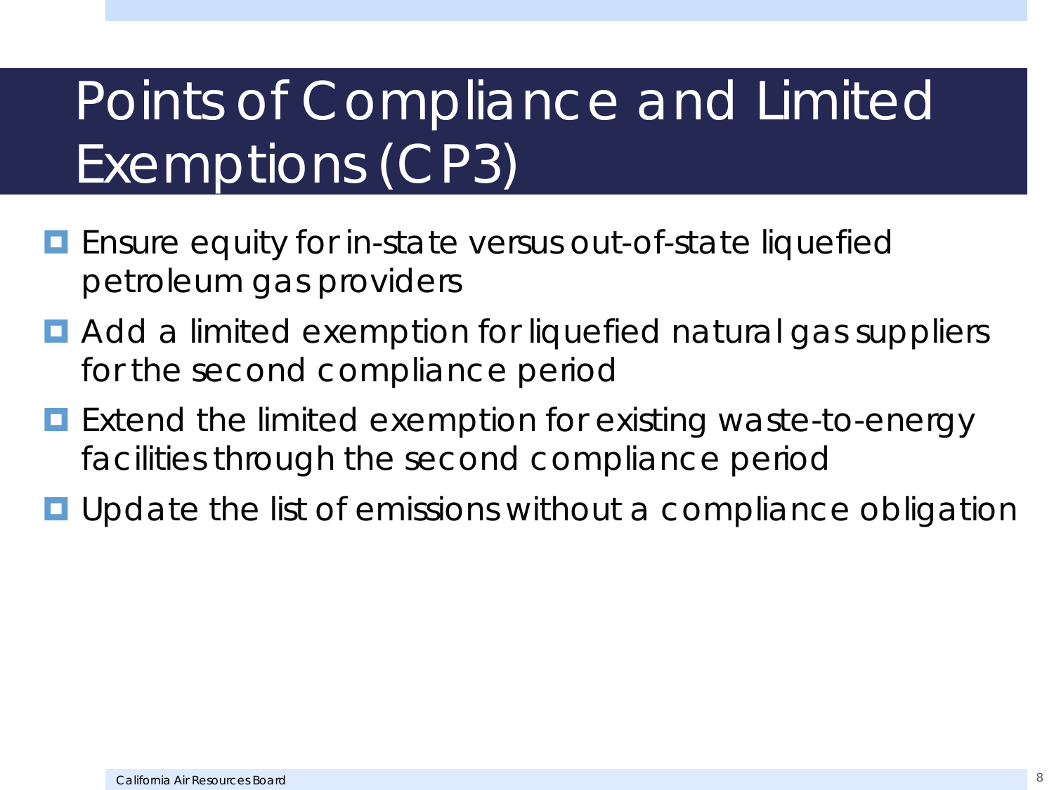# Points of Compliance and Limited Exemptions (CP3)

- Ensure equity for in-state versus out-of-state liquefied petroleum gas providers
- Add a limited exemption for liquefied natural gas suppliers for the second compliance period
- Extend the limited exemption for existing waste-to-energy facilities through the second compliance period
- Update the list of emissions without a compliance obligation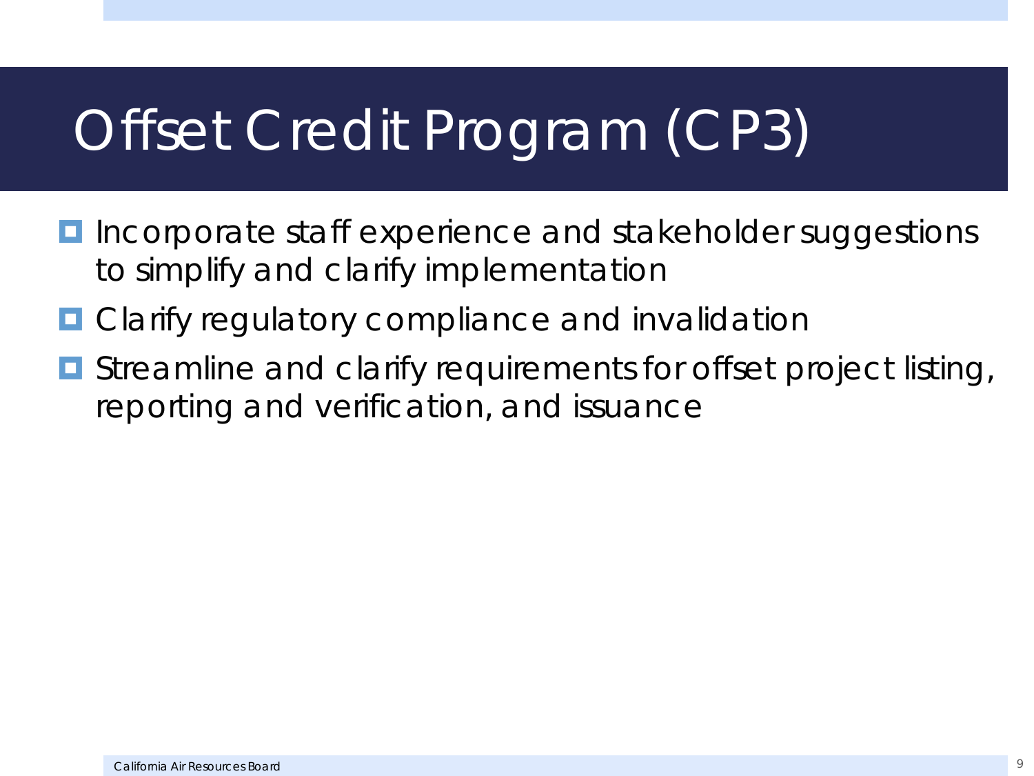# Offset Credit Program (CP3)

- Incorporate staff experience and stakeholder suggestions to simplify and clarify implementation
- Clarify regulatory compliance and invalidation
- Streamline and clarify requirements for offset project listing, reporting and verification, and issuance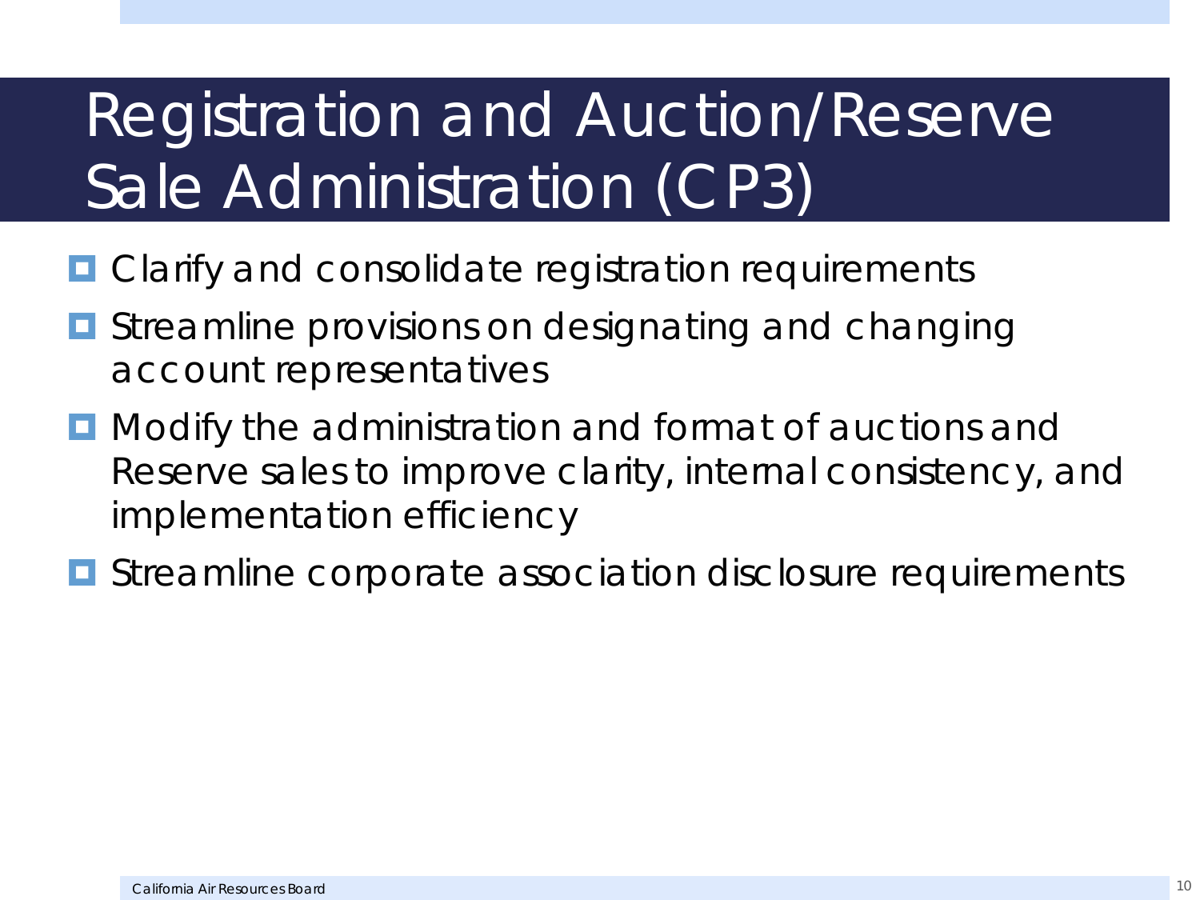# Registration and Auction/Reserve Sale Administration (CP3)

- Clarify and consolidate registration requirements
- Streamline provisions on designating and changing account representatives
- Modify the administration and format of auctions and Reserve sales to improve clarity, internal consistency, and implementation efficiency
- Streamline corporate association disclosure requirements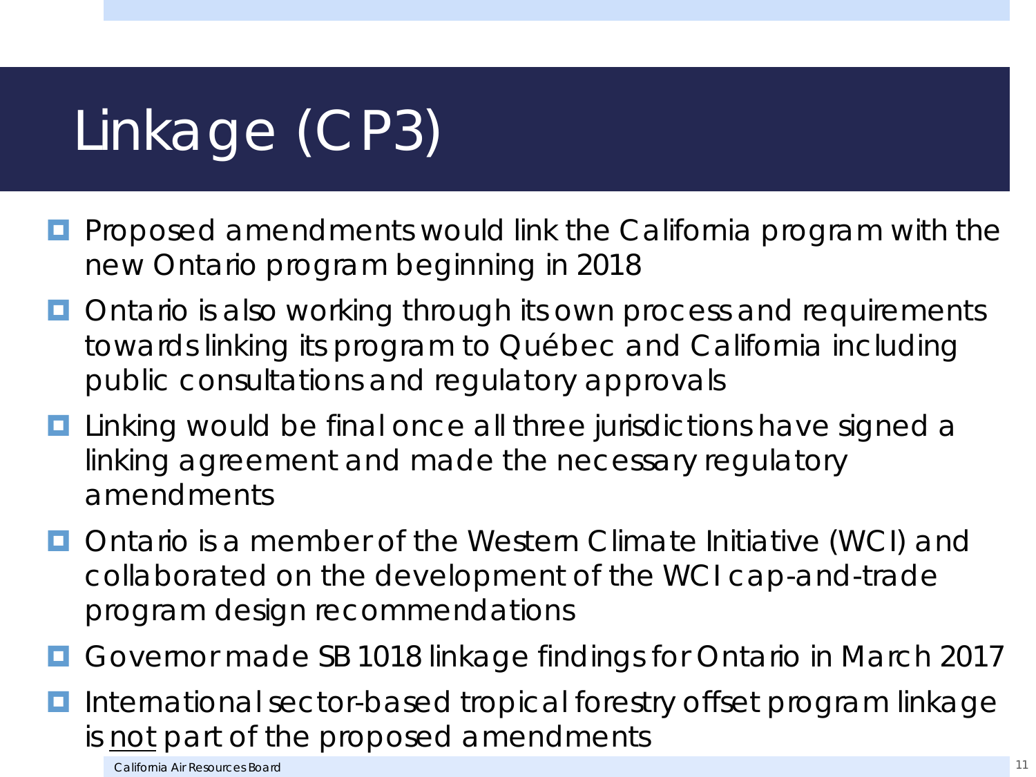# Linkage (CP3)

- Proposed amendments would link the California program with the new Ontario program beginning in 2018
- Ontario is also working through its own process and requirements towards linking its program to Québec and California including public consultations and regulatory approvals
- Linking would be final once all three jurisdictions have signed a linking agreement and made the necessary regulatory amendments
- Ontario is a member of the Western Climate Initiative (WCI) and collaborated on the development of the WCI cap-and-trade program design recommendations
- Governor made SB 1018 linkage findings for Ontario in March 2017
- International sector-based tropical forestry offset program linkage is <u>not</u> part of the proposed amendments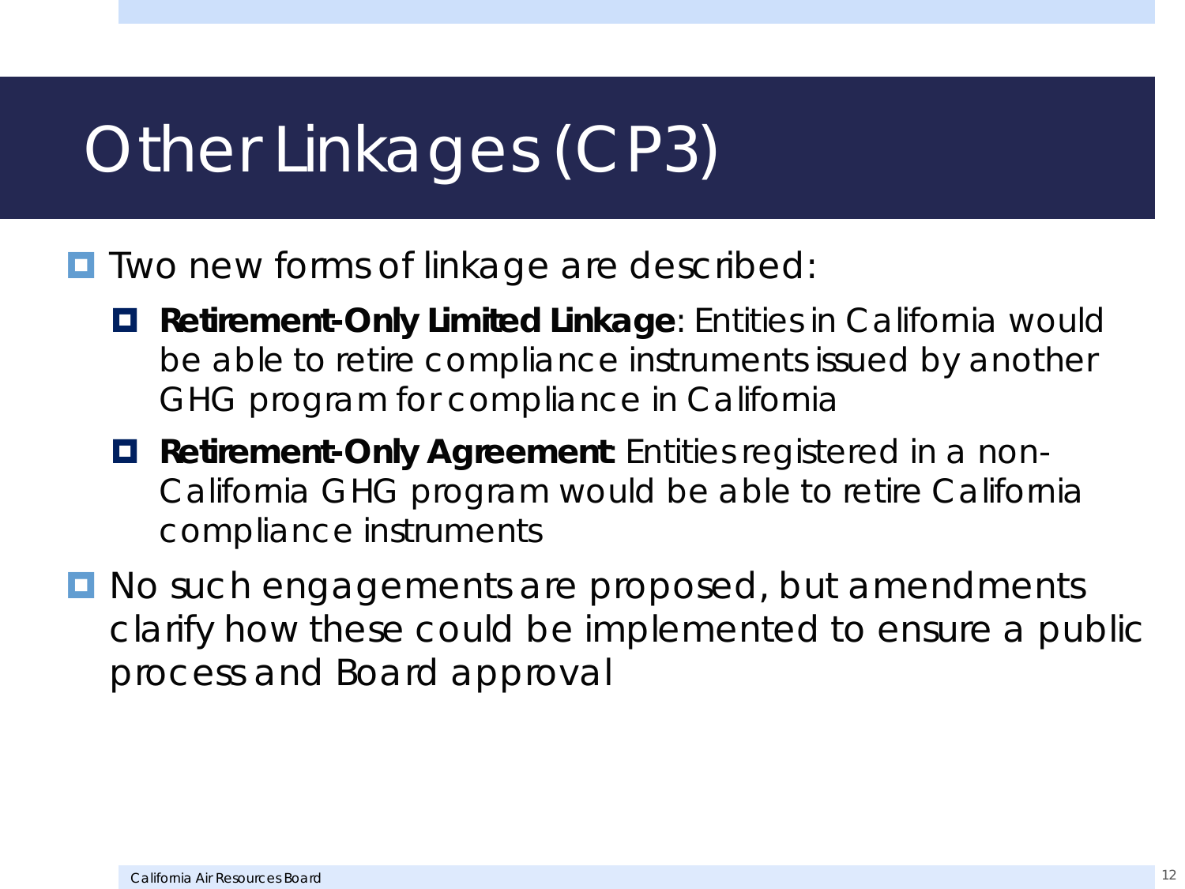# Other Linkages (CP3)

- Two new forms of linkage are described:
  - **Retirement-Only Limited Linkage**: Entities in California would be able to retire compliance instruments issued by another GHG program for compliance in California
  - **Retirement-Only Agreement**: Entities registered in a non-California GHG program would be able to retire California compliance instruments
- No such engagements are proposed, but amendments clarify how these could be implemented to ensure a public process and Board approval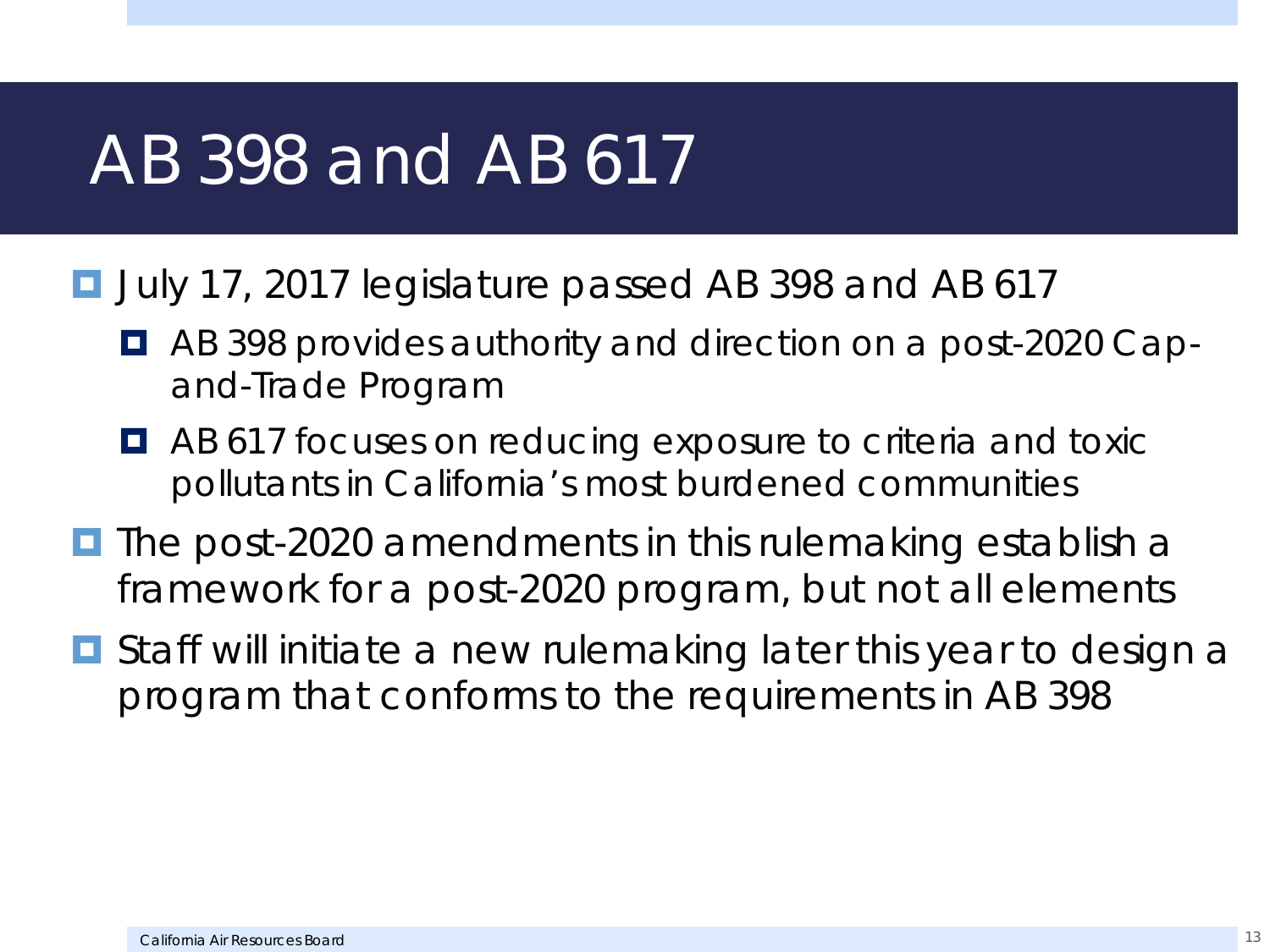# AB 398 and AB 617

- July 17, 2017 legislature passed AB 398 and AB 617
  - AB 398 provides authority and direction on a post-2020 Cap-and-Trade Program
  - AB 617 focuses on reducing exposure to criteria and toxic pollutants in California's most burdened communities
- The post-2020 amendments in this rulemaking establish a framework for a post-2020 program, but not all elements
- Staff will initiate a new rulemaking later this year to design a program that conforms to the requirements in AB 398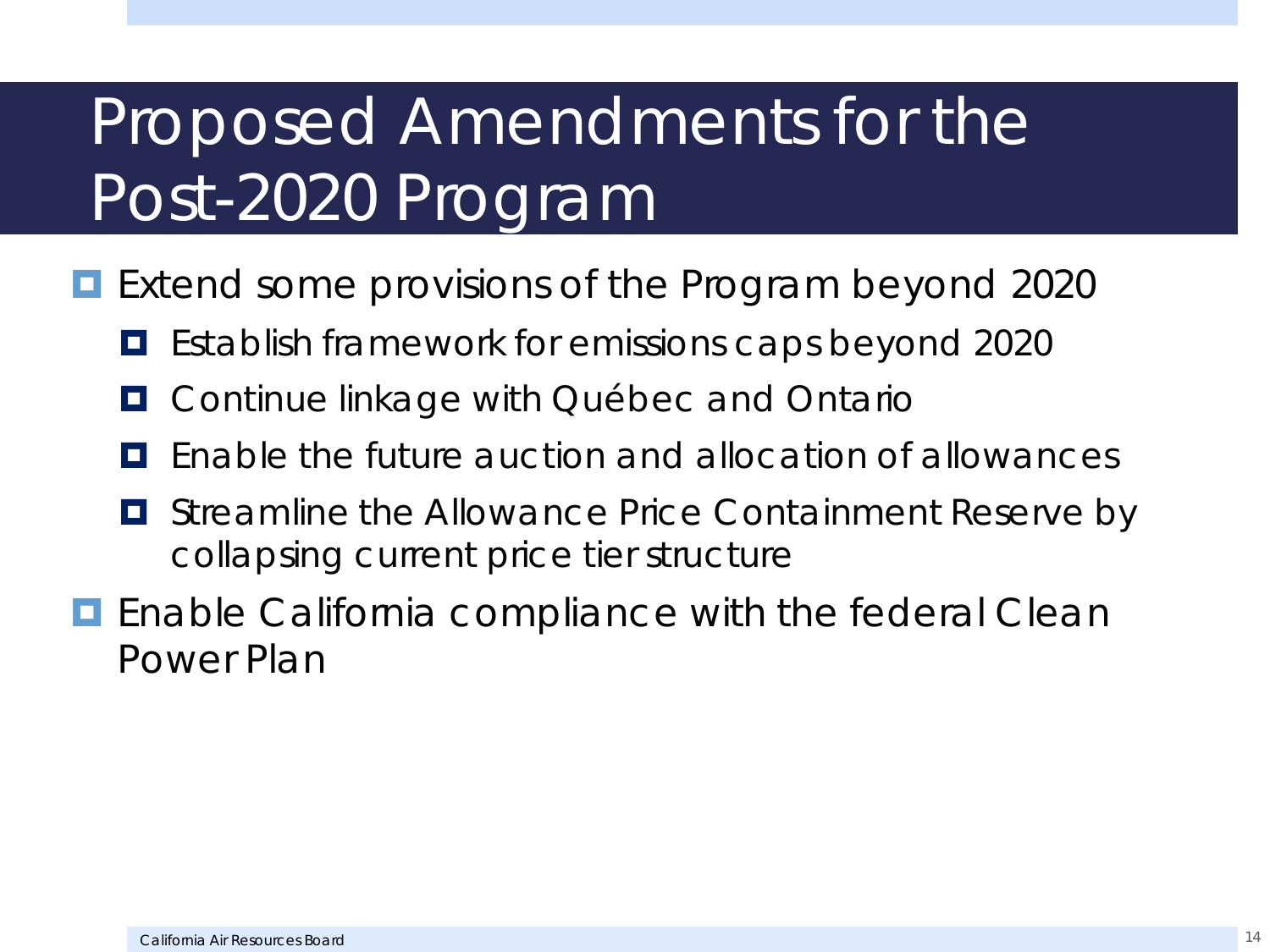# Proposed Amendments for the Post-2020 Program

- Extend some provisions of the Program beyond 2020
  - Establish framework for emissions caps beyond 2020
  - Continue linkage with Québec and Ontario
  - Enable the future auction and allocation of allowances
  - Streamline the Allowance Price Containment Reserve by collapsing current price tier structure
- Enable California compliance with the federal Clean Power Plan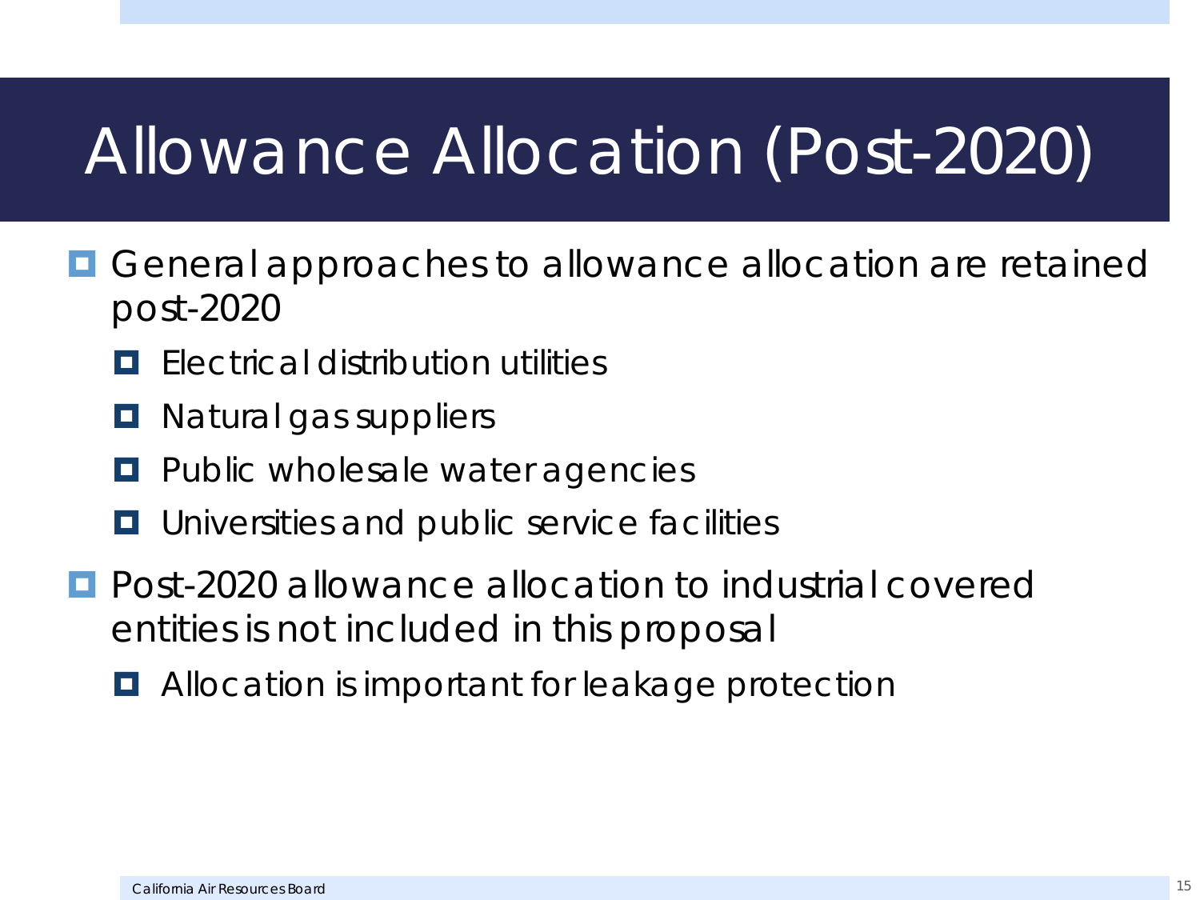# Allowance Allocation (Post-2020)

- General approaches to allowance allocation are retained post-2020
  - Electrical distribution utilities
  - Natural gas suppliers
  - Public wholesale water agencies
  - Universities and public service facilities
- Post-2020 allowance allocation to industrial covered entities is not included in this proposal
  - Allocation is important for leakage protection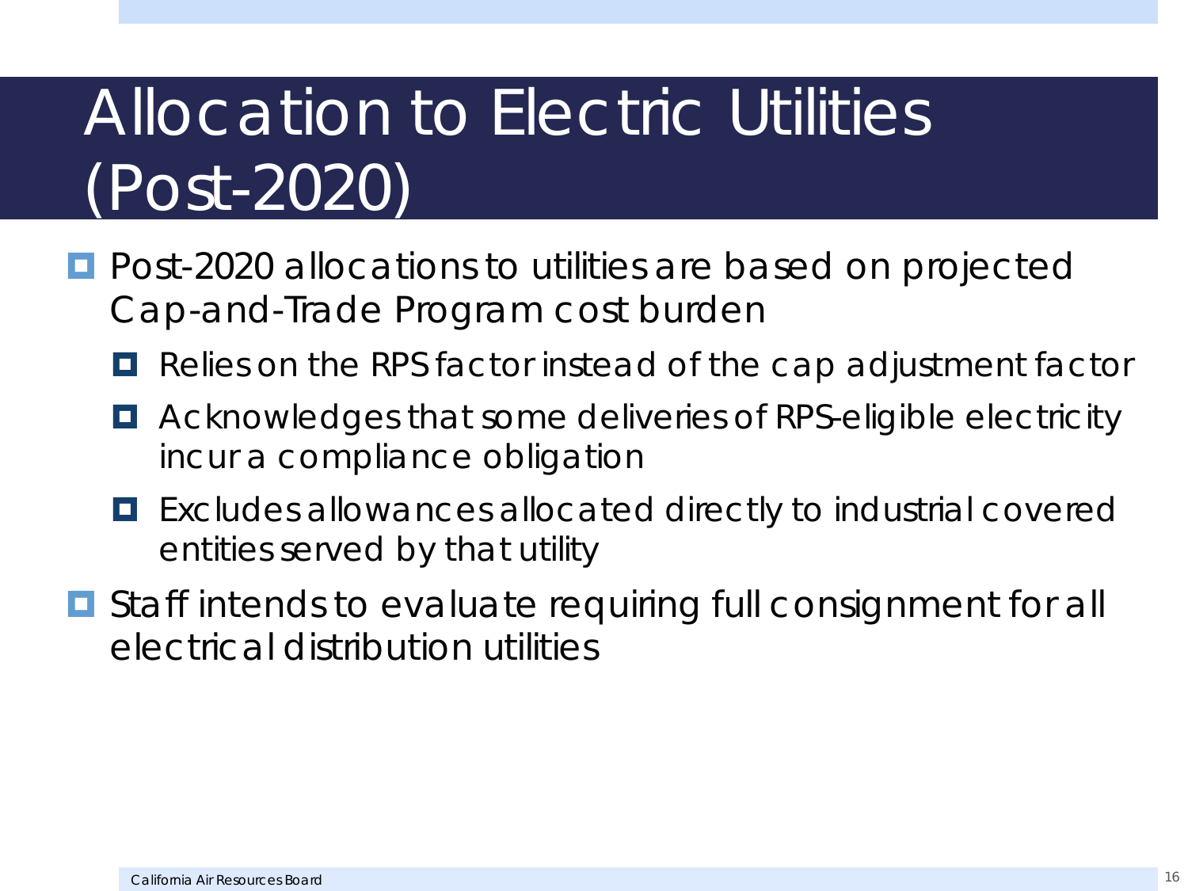# Allocation to Electric Utilities (Post-2020)

- Post-2020 allocations to utilities are based on projected Cap-and-Trade Program cost burden
  - Relies on the RPS factor instead of the cap adjustment factor
  - Acknowledges that some deliveries of RPS-eligible electricity incur a compliance obligation
  - Excludes allowances allocated directly to industrial covered entities served by that utility
- Staff intends to evaluate requiring full consignment for all electrical distribution utilities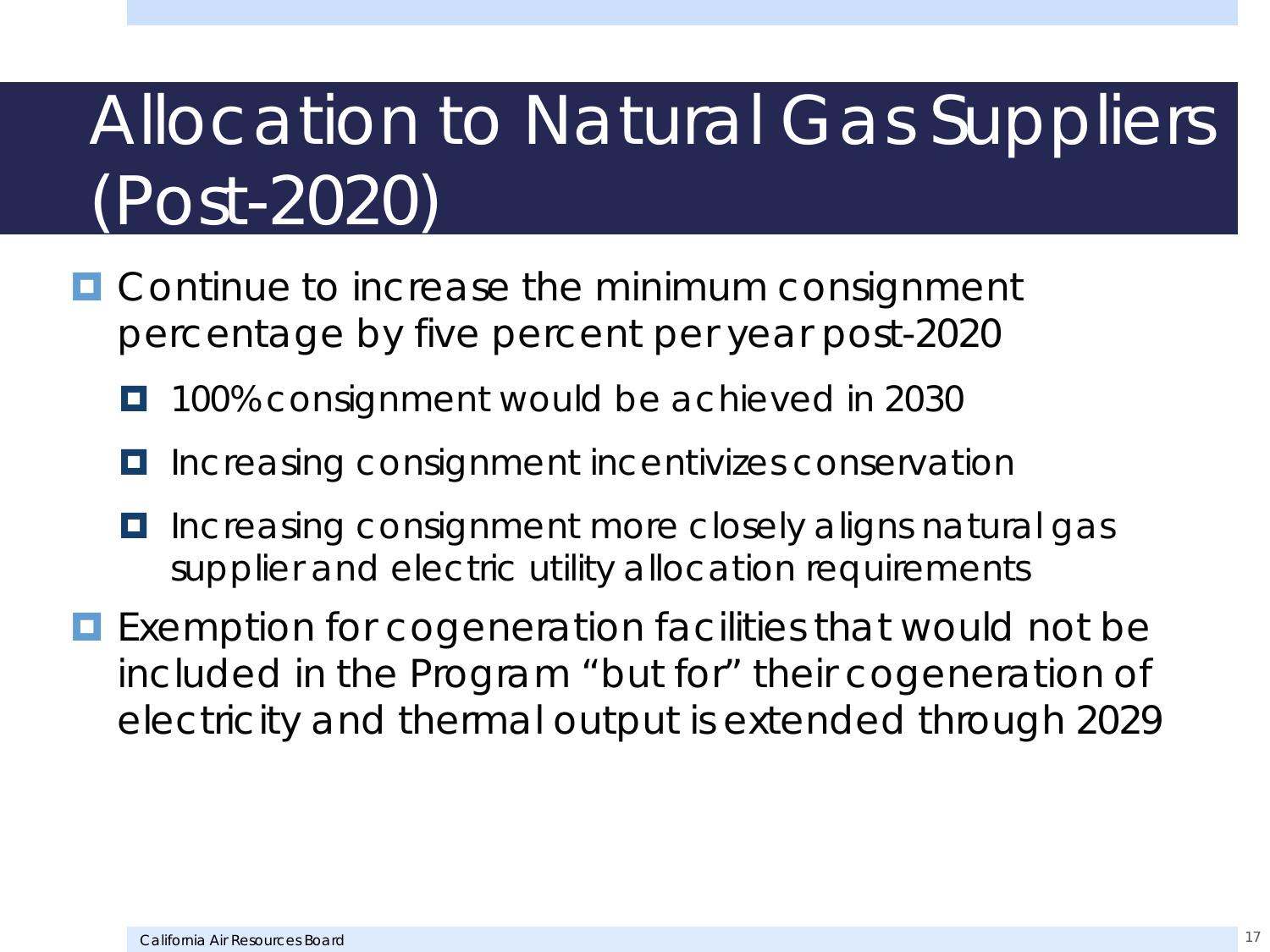# Allocation to Natural Gas Suppliers (Post-2020)

- Continue to increase the minimum consignment percentage by five percent per year post-2020
  - 100% consignment would be achieved in 2030
  - Increasing consignment incentivizes conservation
  - Increasing consignment more closely aligns natural gas supplier and electric utility allocation requirements
- Exemption for cogeneration facilities that would not be included in the Program “but for” their cogeneration of electricity and thermal output is extended through 2029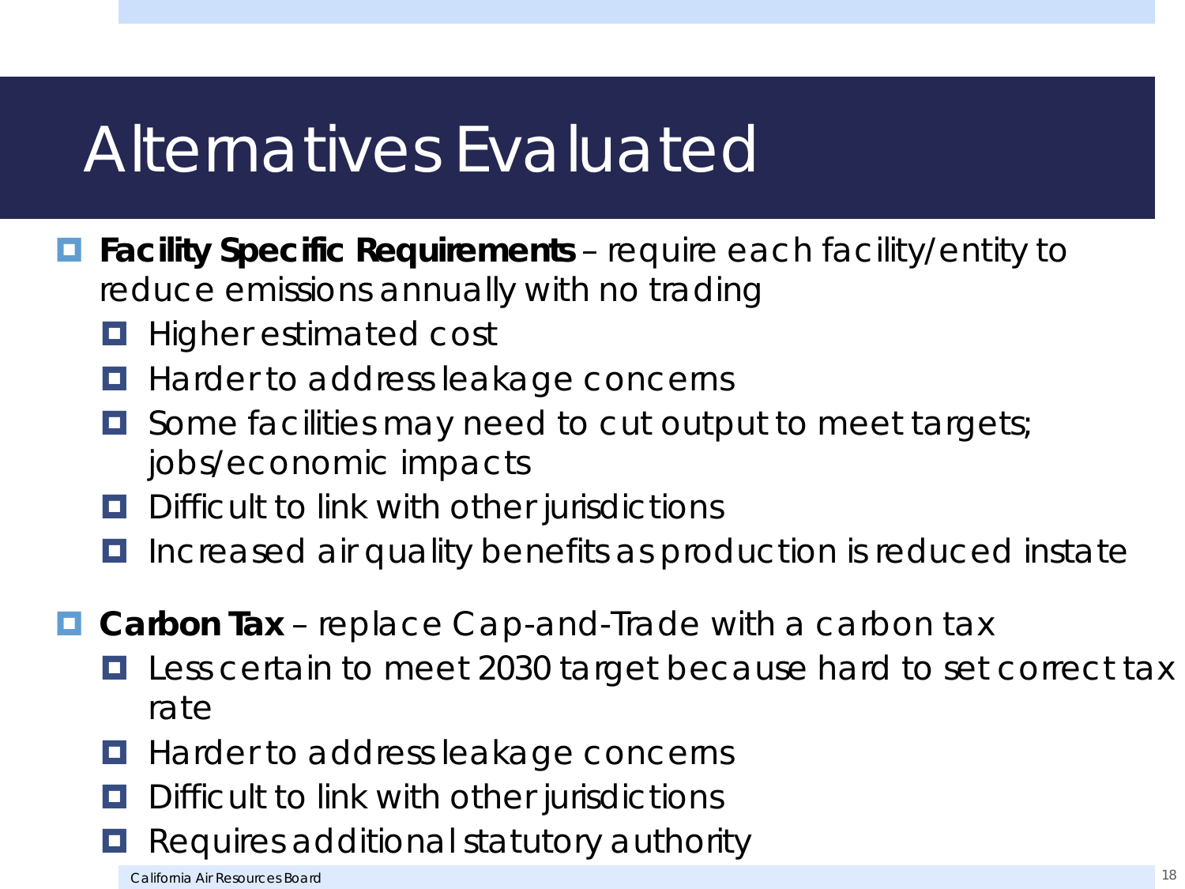# Alternatives Evaluated

- **Facility Specific Requirements** – require each facility/entity to reduce emissions annually with no trading
  - Higher estimated cost
  - Harder to address leakage concerns
  - Some facilities may need to cut output to meet targets; jobs/economic impacts
  - Difficult to link with other jurisdictions
  - Increased air quality benefits as production is reduced instate

- **Carbon Tax** – replace Cap-and-Trade with a carbon tax
  - Less certain to meet 2030 target because hard to set correct tax rate
  - Harder to address leakage concerns
  - Difficult to link with other jurisdictions
  - Requires additional statutory authority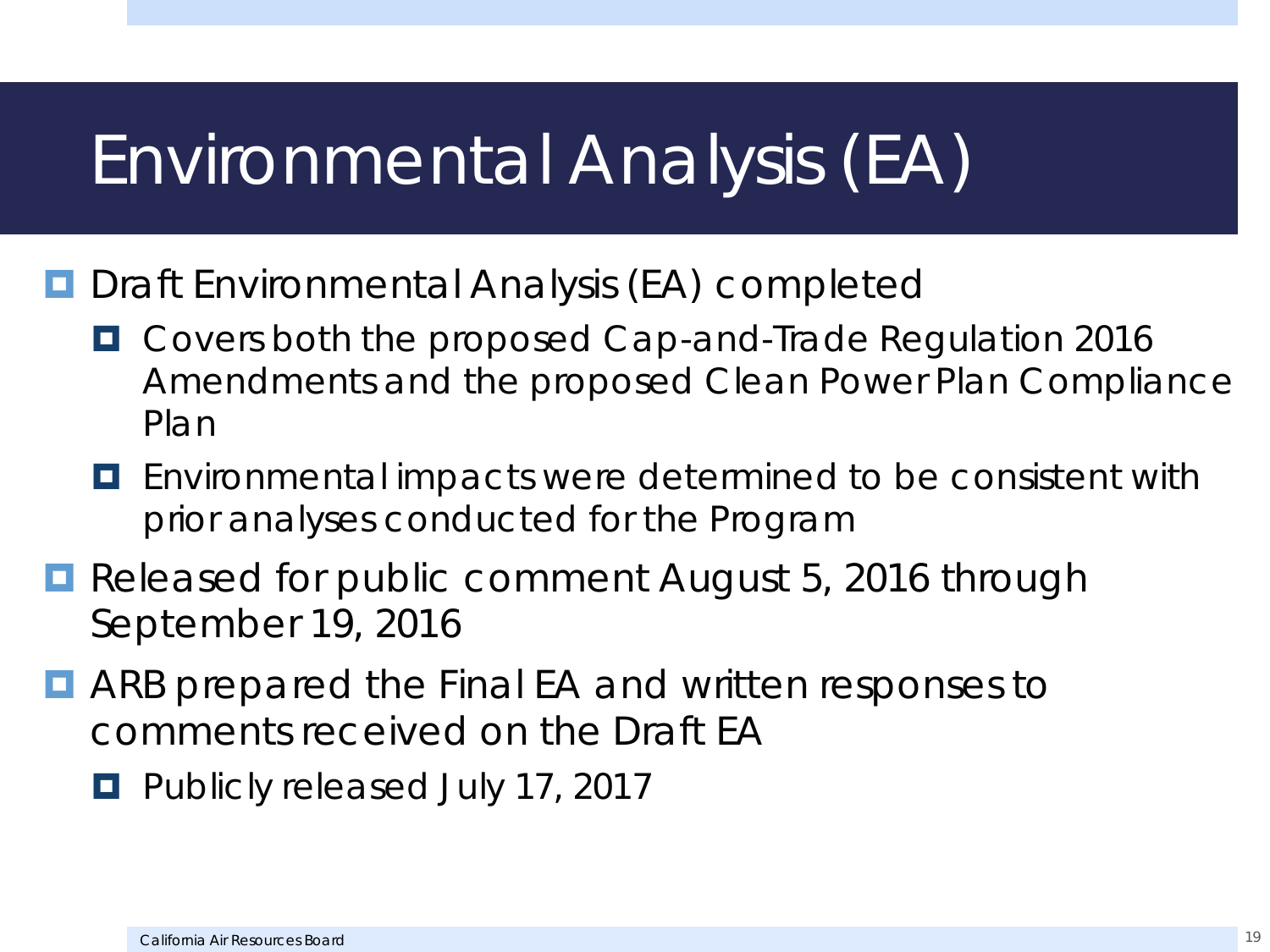# Environmental Analysis (EA)

- Draft Environmental Analysis (EA) completed
  - Covers both the proposed Cap-and-Trade Regulation 2016 Amendments and the proposed Clean Power Plan Compliance Plan
  - Environmental impacts were determined to be consistent with prior analyses conducted for the Program
- Released for public comment August 5, 2016 through September 19, 2016
- ARB prepared the Final EA and written responses to comments received on the Draft EA
  - Publicly released July 17, 2017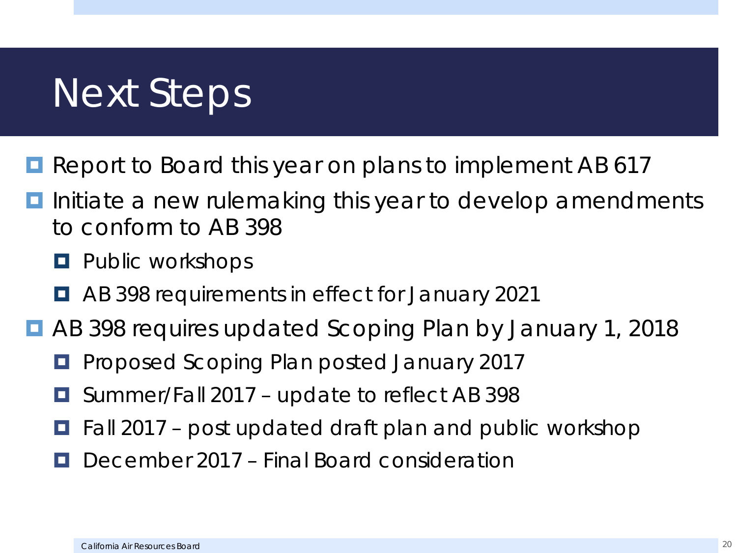# Next Steps

- Report to Board this year on plans to implement AB 617
- Initiate a new rulemaking this year to develop amendments to conform to AB 398
  - Public workshops
  - AB 398 requirements in effect for January 2021
- AB 398 requires updated Scoping Plan by January 1, 2018
  - Proposed Scoping Plan posted January 2017
  - Summer/Fall 2017 – update to reflect AB 398
  - Fall 2017 – post updated draft plan and public workshop
  - December 2017 – Final Board consideration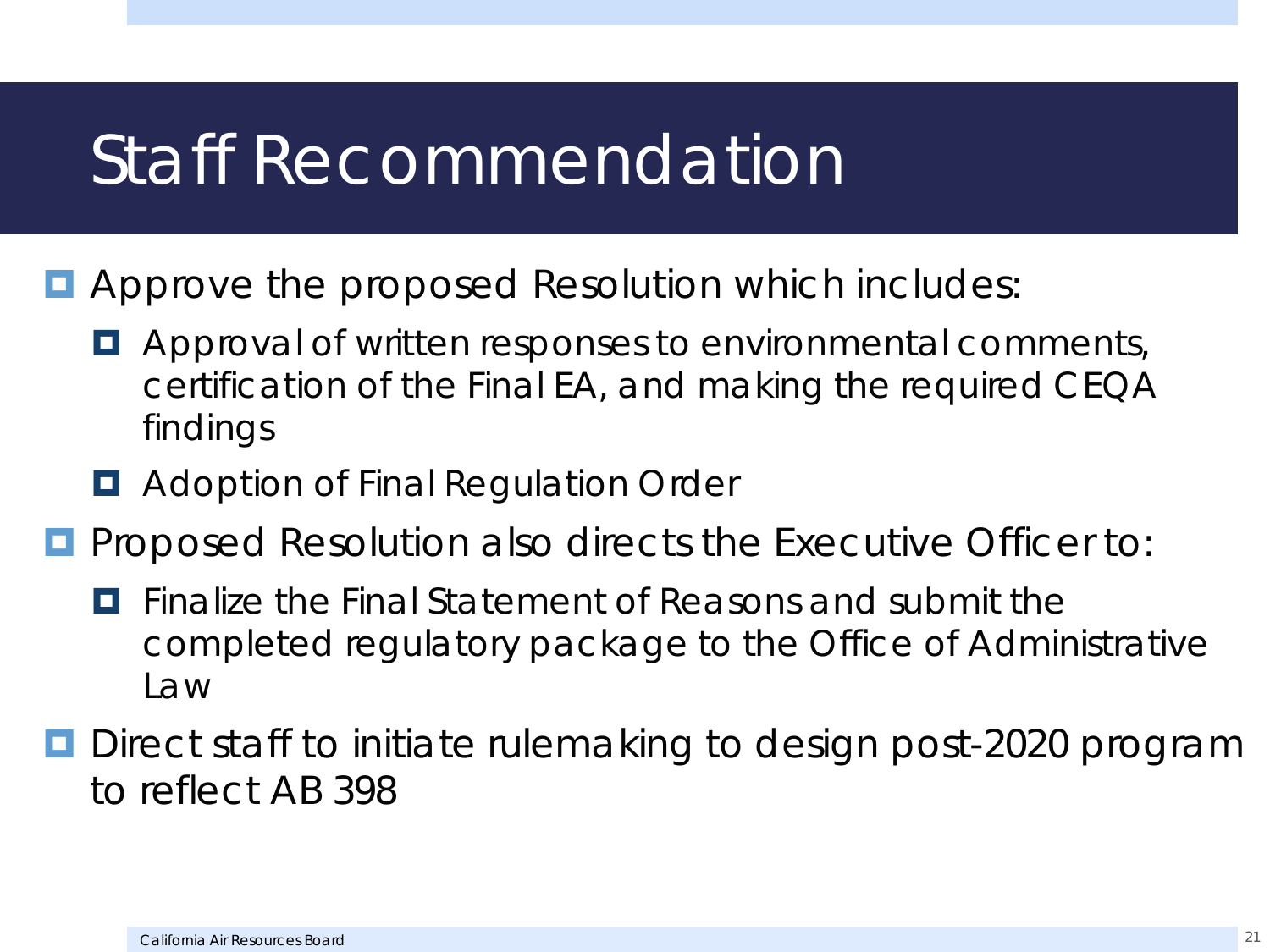# Staff Recommendation

- Approve the proposed Resolution which includes:
  - Approval of written responses to environmental comments, certification of the Final EA, and making the required CEQA findings
  - Adoption of Final Regulation Order
- Proposed Resolution also directs the Executive Officer to:
  - Finalize the Final Statement of Reasons and submit the completed regulatory package to the Office of Administrative Law
- Direct staff to initiate rulemaking to design post-2020 program to reflect AB 398